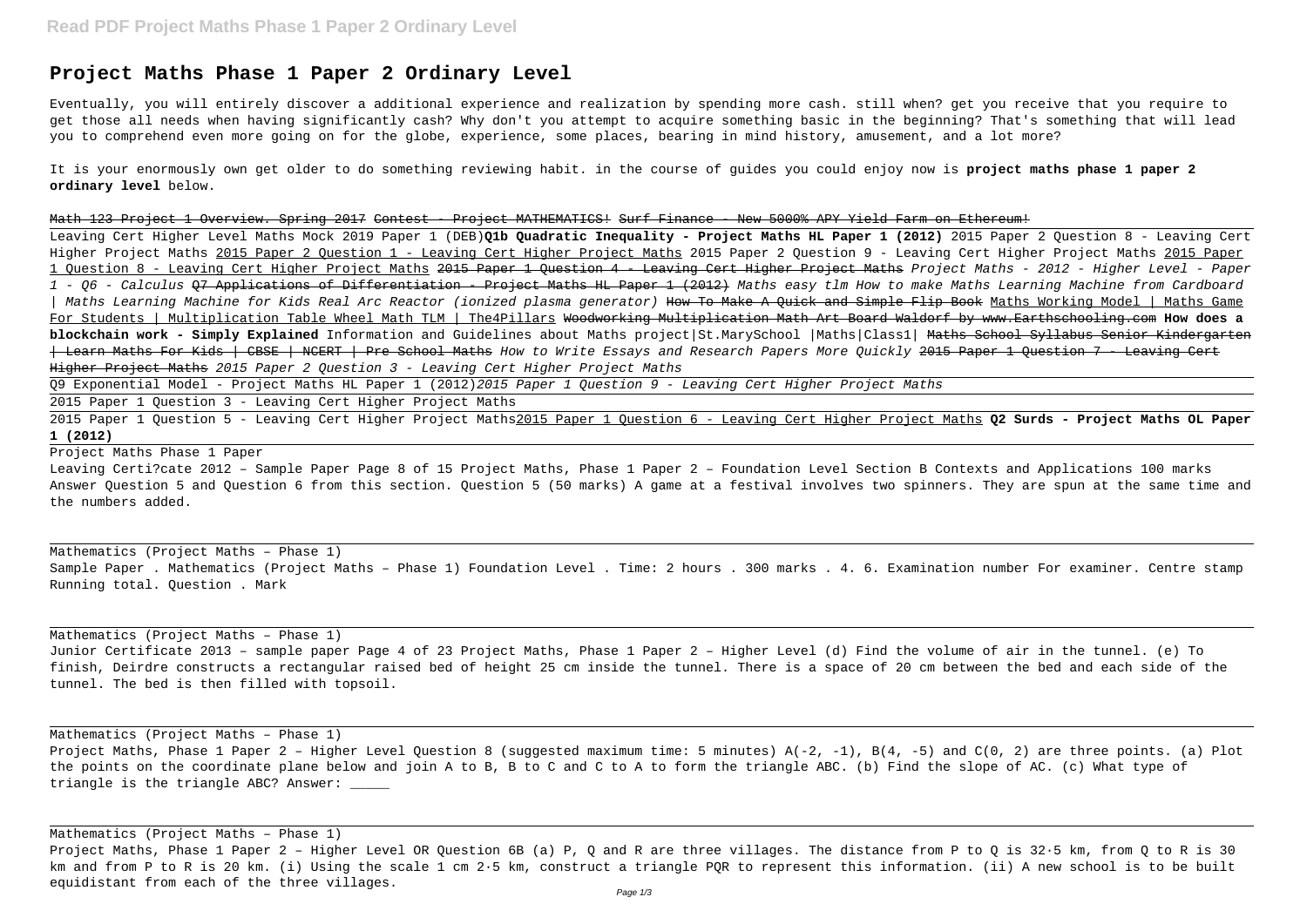# Project Maths Phase 1 Paper 2 Ordinary Level

Eventually, you will entirely discover a additional experience and realization by spending more cash. still when? get you receive that you require to get those all needs when having significantly cash? Why don't you attempt to acquire something basic in the beginning? That's something that will lead you to comprehend even more going on for the globe, experience, some places, bearing in mind history, amusement, and a lot more?

It is your enormously own get older to do something reviewing habit. in the course of guides you could enjoy now is **project maths phase 1 paper 2 ordinary level** below.

~~Math 123 Project 1 Overview. Spring 2017~~ ~~Contest - Project MATHEMATICS!~~ ~~Surf Finance - New 5000% APY Yield Farm on Ethereum!~~

Leaving Cert Higher Level Maths Mock 2019 Paper 1 (DEB)**Q1b Quadratic Inequality - Project Maths HL Paper 1 (2012)** 2015 Paper 2 Question 8 - Leaving Cert Higher Project Maths 2015 Paper 2 Question 1 - Leaving Cert Higher Project Maths 2015 Paper 2 Question 9 - Leaving Cert Higher Project Maths 2015 Paper 1 Question 8 - Leaving Cert Higher Project Maths ~~2015 Paper 1 Question 4 - Leaving Cert Higher Project Maths~~ *Project Maths - 2012 - Higher Level - Paper 1 - Q6 - Calculus* ~~Q7 Applications of Differentiation - Project Maths HL Paper 1 (2012)~~ *Maths easy tlm How to make Maths Learning Machine from Cardboard | Maths Learning Machine for Kids Real Arc Reactor (ionized plasma generator)* ~~How To Make A Quick and Simple Flip Book~~ Maths Working Model | Maths Game For Students | Multiplication Table Wheel Math TLM | The4Pillars ~~Woodworking Multiplication Math Art Board Waldorf by www.Earthschooling.com~~ **How does a blockchain work - Simply Explained** Information and Guidelines about Maths project|St.MarySchool |Maths|Class1| ~~Maths School Syllabus Senior Kindergarten | Learn Maths For Kids | CBSE | NCERT | Pre School Maths~~ *How to Write Essays and Research Papers More Quickly* ~~2015 Paper 1 Question 7 - Leaving Cert Higher Project Maths~~ *2015 Paper 2 Question 3 - Leaving Cert Higher Project Maths*

Q9 Exponential Model - Project Maths HL Paper 1 (2012)*2015 Paper 1 Question 9 - Leaving Cert Higher Project Maths*

2015 Paper 1 Question 3 - Leaving Cert Higher Project Maths

2015 Paper 1 Question 5 - Leaving Cert Higher Project Maths2015 Paper 1 Question 6 - Leaving Cert Higher Project Maths **Q2 Surds - Project Maths OL Paper 1 (2012)**

Project Maths Phase 1 Paper

Leaving Certi?cate 2012 – Sample Paper Page 8 of 15 Project Maths, Phase 1 Paper 2 – Foundation Level Section B Contexts and Applications 100 marks Answer Question 5 and Question 6 from this section. Question 5 (50 marks) A game at a festival involves two spinners. They are spun at the same time and the numbers added.

Mathematics (Project Maths – Phase 1)

Sample Paper . Mathematics (Project Maths – Phase 1) Foundation Level . Time: 2 hours . 300 marks . 4. 6. Examination number For examiner. Centre stamp Running total. Question . Mark

Mathematics (Project Maths – Phase 1)

Junior Certificate 2013 – sample paper Page 4 of 23 Project Maths, Phase 1 Paper 2 – Higher Level (d) Find the volume of air in the tunnel. (e) To finish, Deirdre constructs a rectangular raised bed of height 25 cm inside the tunnel. There is a space of 20 cm between the bed and each side of the tunnel. The bed is then filled with topsoil.

Mathematics (Project Maths – Phase 1)

Project Maths, Phase 1 Paper 2 – Higher Level Question 8 (suggested maximum time: 5 minutes) $A(-2, -1)$, $B(4, -5)$ and $C(0, 2)$ are three points. (a) Plot the points on the coordinate plane below and join A to B, B to C and C to A to form the triangle ABC. (b) Find the slope of AC. (c) What type of triangle is the triangle ABC? Answer: _____

Mathematics (Project Maths – Phase 1)

Project Maths, Phase 1 Paper 2 – Higher Level OR Question 6B (a) P, Q and R are three villages. The distance from P to Q is 32·5 km, from Q to R is 30 km and from P to R is 20 km. (i) Using the scale 1 cm 2·5 km, construct a triangle PQR to represent this information. (ii) A new school is to be built equidistant from each of the three villages.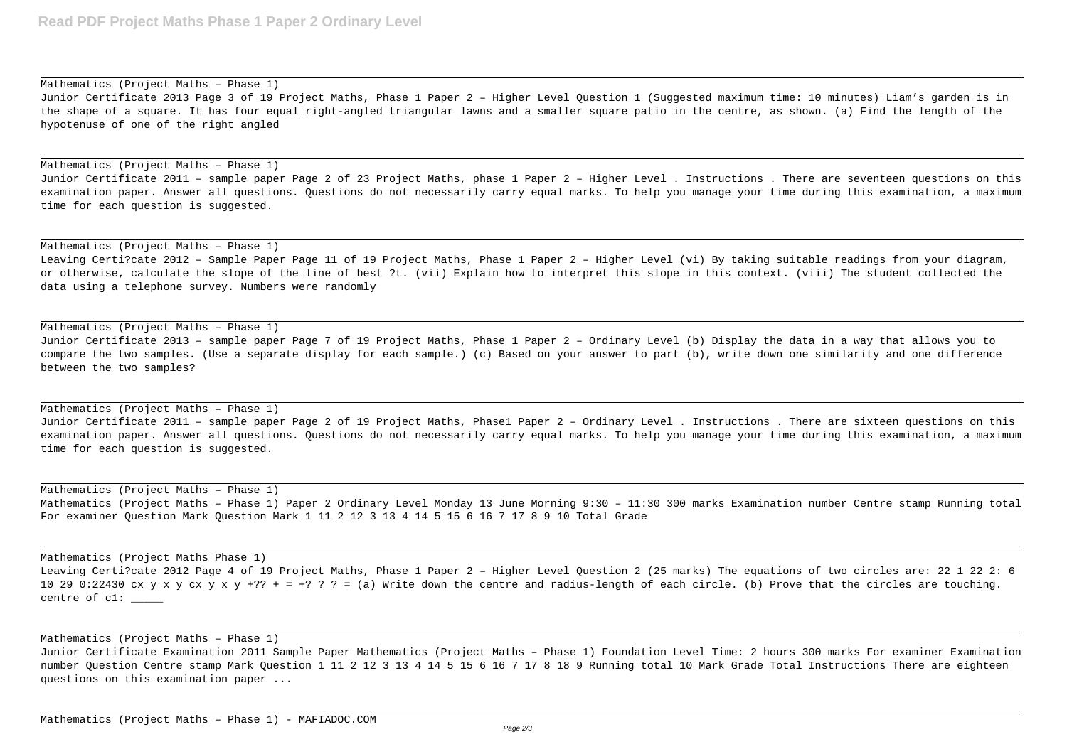Mathematics (Project Maths – Phase 1)

Junior Certificate 2013 Page 3 of 19 Project Maths, Phase 1 Paper 2 – Higher Level Question 1 (Suggested maximum time: 10 minutes) Liam's garden is in the shape of a square. It has four equal right-angled triangular lawns and a smaller square patio in the centre, as shown. (a) Find the length of the hypotenuse of one of the right angled

Mathematics (Project Maths – Phase 1)

Junior Certificate 2011 – sample paper Page 2 of 23 Project Maths, phase 1 Paper 2 – Higher Level . Instructions . There are seventeen questions on this examination paper. Answer all questions. Questions do not necessarily carry equal marks. To help you manage your time during this examination, a maximum time for each question is suggested.

Mathematics (Project Maths – Phase 1)

Leaving Certi?cate 2012 – Sample Paper Page 11 of 19 Project Maths, Phase 1 Paper 2 – Higher Level (vi) By taking suitable readings from your diagram, or otherwise, calculate the slope of the line of best ?t. (vii) Explain how to interpret this slope in this context. (viii) The student collected the data using a telephone survey. Numbers were randomly

Mathematics (Project Maths – Phase 1)

Junior Certificate 2013 – sample paper Page 7 of 19 Project Maths, Phase 1 Paper 2 – Ordinary Level (b) Display the data in a way that allows you to compare the two samples. (Use a separate display for each sample.) (c) Based on your answer to part (b), write down one similarity and one difference between the two samples?

Mathematics (Project Maths – Phase 1)

Junior Certificate 2011 – sample paper Page 2 of 19 Project Maths, Phase1 Paper 2 – Ordinary Level . Instructions . There are sixteen questions on this examination paper. Answer all questions. Questions do not necessarily carry equal marks. To help you manage your time during this examination, a maximum time for each question is suggested.

Mathematics (Project Maths – Phase 1)

Mathematics (Project Maths – Phase 1) Paper 2 Ordinary Level Monday 13 June Morning 9:30 – 11:30 300 marks Examination number Centre stamp Running total For examiner Question Mark Question Mark 1 11 2 12 3 13 4 14 5 15 6 16 7 17 8 9 10 Total Grade

Mathematics (Project Maths Phase 1)

Leaving Certi?cate 2012 Page 4 of 19 Project Maths, Phase 1 Paper 2 – Higher Level Question 2 (25 marks) The equations of two circles are: 22 1 22 2: 6 10 29 0:22430 cx y x y cx y x y +?? + = +? ? ? = (a) Write down the centre and radius-length of each circle. (b) Prove that the circles are touching. centre of c1: _____

Mathematics (Project Maths – Phase 1)

Junior Certificate Examination 2011 Sample Paper Mathematics (Project Maths – Phase 1) Foundation Level Time: 2 hours 300 marks For examiner Examination number Question Centre stamp Mark Question 1 11 2 12 3 13 4 14 5 15 6 16 7 17 8 18 9 Running total 10 Mark Grade Total Instructions There are eighteen questions on this examination paper ...

Mathematics (Project Maths – Phase 1) - MAFIADOC.COM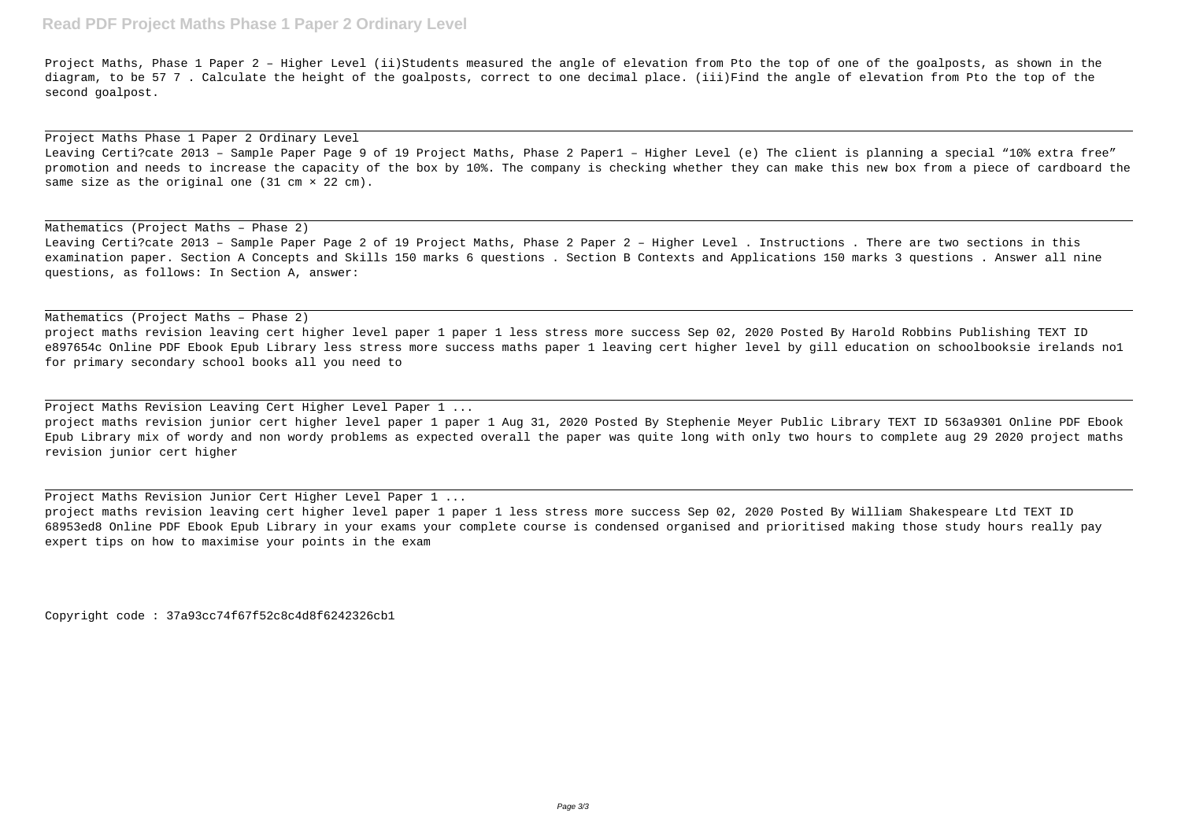Project Maths, Phase 1 Paper 2 – Higher Level (ii)Students measured the angle of elevation from Pto the top of one of the goalposts, as shown in the diagram, to be 57 7 . Calculate the height of the goalposts, correct to one decimal place. (iii)Find the angle of elevation from Pto the top of the second goalpost.

---

Project Maths Phase 1 Paper 2 Ordinary Level

Leaving Certi?cate 2013 – Sample Paper Page 9 of 19 Project Maths, Phase 2 Paper1 – Higher Level (e) The client is planning a special "10% extra free" promotion and needs to increase the capacity of the box by 10%. The company is checking whether they can make this new box from a piece of cardboard the same size as the original one (31 cm × 22 cm).

---

Mathematics (Project Maths – Phase 2)

Leaving Certi?cate 2013 – Sample Paper Page 2 of 19 Project Maths, Phase 2 Paper 2 – Higher Level . Instructions . There are two sections in this examination paper. Section A Concepts and Skills 150 marks 6 questions . Section B Contexts and Applications 150 marks 3 questions . Answer all nine questions, as follows: In Section A, answer:

---

Mathematics (Project Maths – Phase 2)

project maths revision leaving cert higher level paper 1 paper 1 less stress more success Sep 02, 2020 Posted By Harold Robbins Publishing TEXT ID e897654c Online PDF Ebook Epub Library less stress more success maths paper 1 leaving cert higher level by gill education on schoolbooksie irelands no1 for primary secondary school books all you need to

---

Project Maths Revision Leaving Cert Higher Level Paper 1 ...

project maths revision junior cert higher level paper 1 paper 1 Aug 31, 2020 Posted By Stephenie Meyer Public Library TEXT ID 563a9301 Online PDF Ebook Epub Library mix of wordy and non wordy problems as expected overall the paper was quite long with only two hours to complete aug 29 2020 project maths revision junior cert higher

---

Project Maths Revision Junior Cert Higher Level Paper 1 ...

project maths revision leaving cert higher level paper 1 paper 1 less stress more success Sep 02, 2020 Posted By William Shakespeare Ltd TEXT ID 68953ed8 Online PDF Ebook Epub Library in your exams your complete course is condensed organised and prioritised making those study hours really pay expert tips on how to maximise your points in the exam

Copyright code : 37a93cc74f67f52c8c4d8f6242326cb1